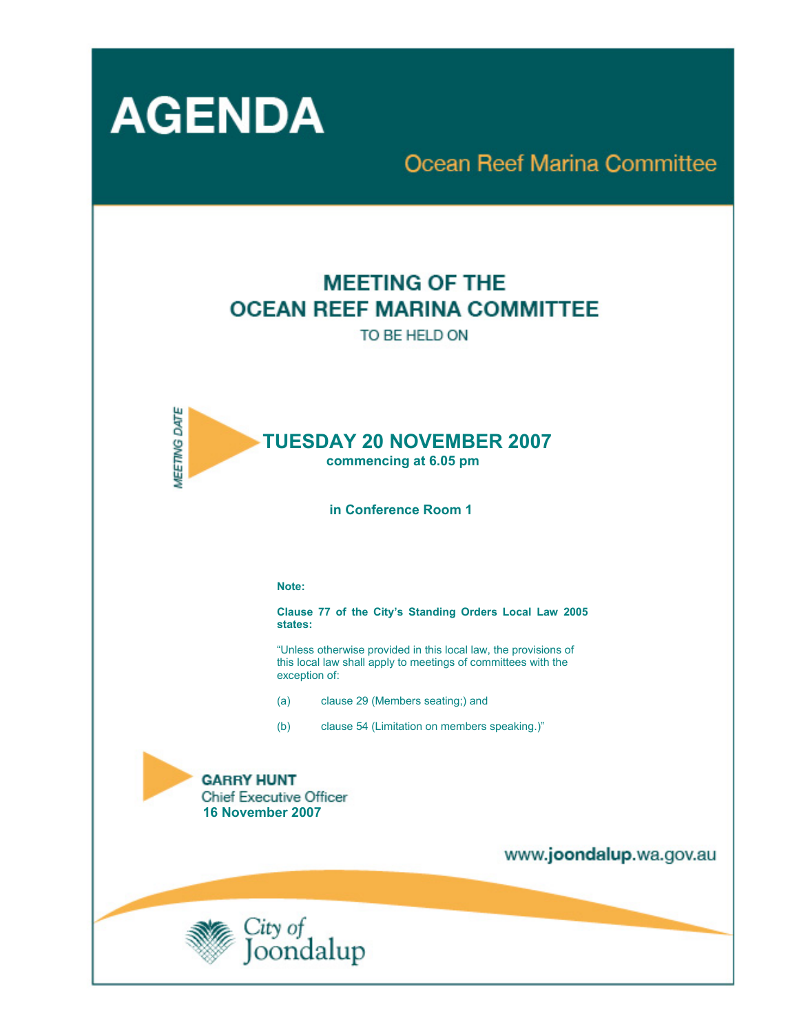# AGENDA

## Ocean Reef Marina Committee

## MEETING OF THE OCEAN REEF MARINA COMMITTEE

TO BE HELD ON

*MEETING DATE*

## TUESDAY 20 NOVEMBER 2007

**commencing at 6.05 pm**

**in Conference Room 1**

**Note:**

**Clause 77 of the City's Standing Orders Local Law 2005 states:**

"Unless otherwise provided in this local law, the provisions of this local law shall apply to meetings of committees with the exception of:

(a) clause 29 (Members seating;) and

(b) clause 54 (Limitation on members speaking.)"

**GARRY HUNT**
Chief Executive Officer
**16 November 2007**

www.**joondalup**.wa.gov.au

City of Joondalup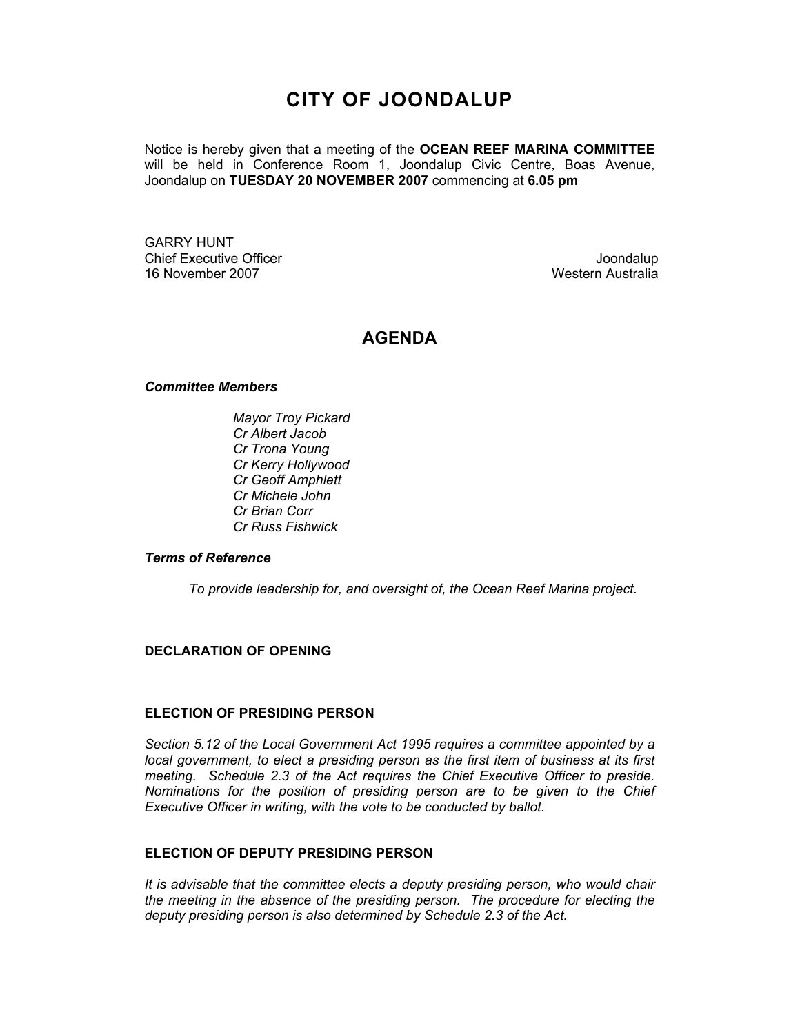# CITY OF JOONDALUP

Notice is hereby given that a meeting of the **OCEAN REEF MARINA COMMITTEE** will be held in Conference Room 1, Joondalup Civic Centre, Boas Avenue, Joondalup on **TUESDAY 20 NOVEMBER 2007** commencing at **6.05 pm**

GARRY HUNT
Chief Executive Officer
16 November 2007

Joondalup
Western Australia

## AGENDA

***Committee Members***

*Mayor Troy Pickard*
*Cr Albert Jacob*
*Cr Trona Young*
*Cr Kerry Hollywood*
*Cr Geoff Amphlett*
*Cr Michele John*
*Cr Brian Corr*
*Cr Russ Fishwick*

***Terms of Reference***

*To provide leadership for, and oversight of, the Ocean Reef Marina project.*

### DECLARATION OF OPENING

### ELECTION OF PRESIDING PERSON

*Section 5.12 of the Local Government Act 1995 requires a committee appointed by a local government, to elect a presiding person as the first item of business at its first meeting. Schedule 2.3 of the Act requires the Chief Executive Officer to preside. Nominations for the position of presiding person are to be given to the Chief Executive Officer in writing, with the vote to be conducted by ballot.*

### ELECTION OF DEPUTY PRESIDING PERSON

*It is advisable that the committee elects a deputy presiding person, who would chair the meeting in the absence of the presiding person. The procedure for electing the deputy presiding person is also determined by Schedule 2.3 of the Act.*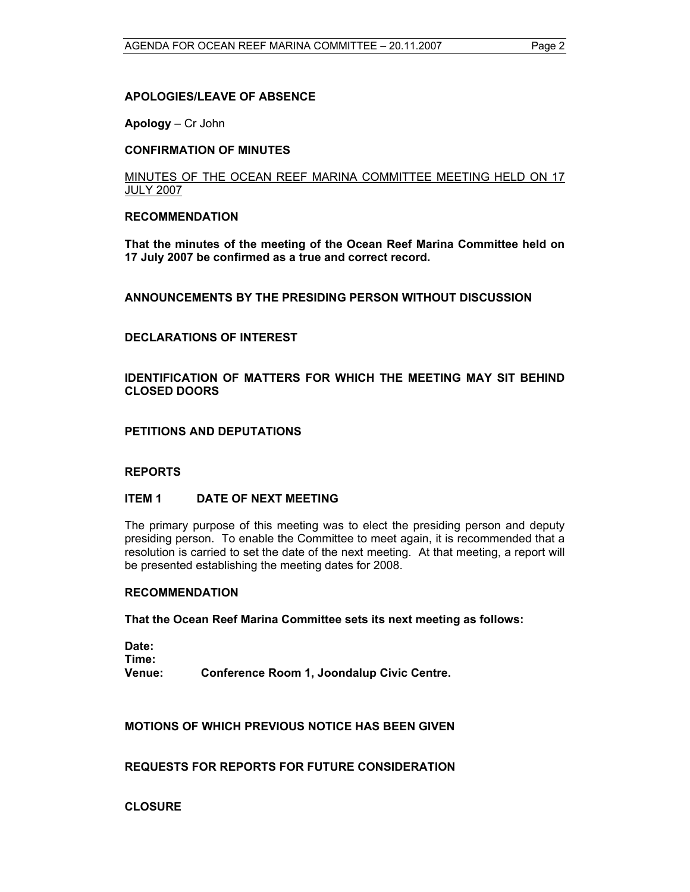**APOLOGIES/LEAVE OF ABSENCE**

**Apology** – Cr John

**CONFIRMATION OF MINUTES**

MINUTES OF THE OCEAN REEF MARINA COMMITTEE MEETING HELD ON 17 JULY 2007

**RECOMMENDATION**

**That the minutes of the meeting of the Ocean Reef Marina Committee held on 17 July 2007 be confirmed as a true and correct record.**

**ANNOUNCEMENTS BY THE PRESIDING PERSON WITHOUT DISCUSSION**

**DECLARATIONS OF INTEREST**

**IDENTIFICATION OF MATTERS FOR WHICH THE MEETING MAY SIT BEHIND CLOSED DOORS**

**PETITIONS AND DEPUTATIONS**

**REPORTS**

**ITEM 1 DATE OF NEXT MEETING**

The primary purpose of this meeting was to elect the presiding person and deputy presiding person. To enable the Committee to meet again, it is recommended that a resolution is carried to set the date of the next meeting. At that meeting, a report will be presented establishing the meeting dates for 2008.

**RECOMMENDATION**

**That the Ocean Reef Marina Committee sets its next meeting as follows:**

**Date:**
**Time:**
**Venue: Conference Room 1, Joondalup Civic Centre.**

**MOTIONS OF WHICH PREVIOUS NOTICE HAS BEEN GIVEN**

**REQUESTS FOR REPORTS FOR FUTURE CONSIDERATION**

**CLOSURE**